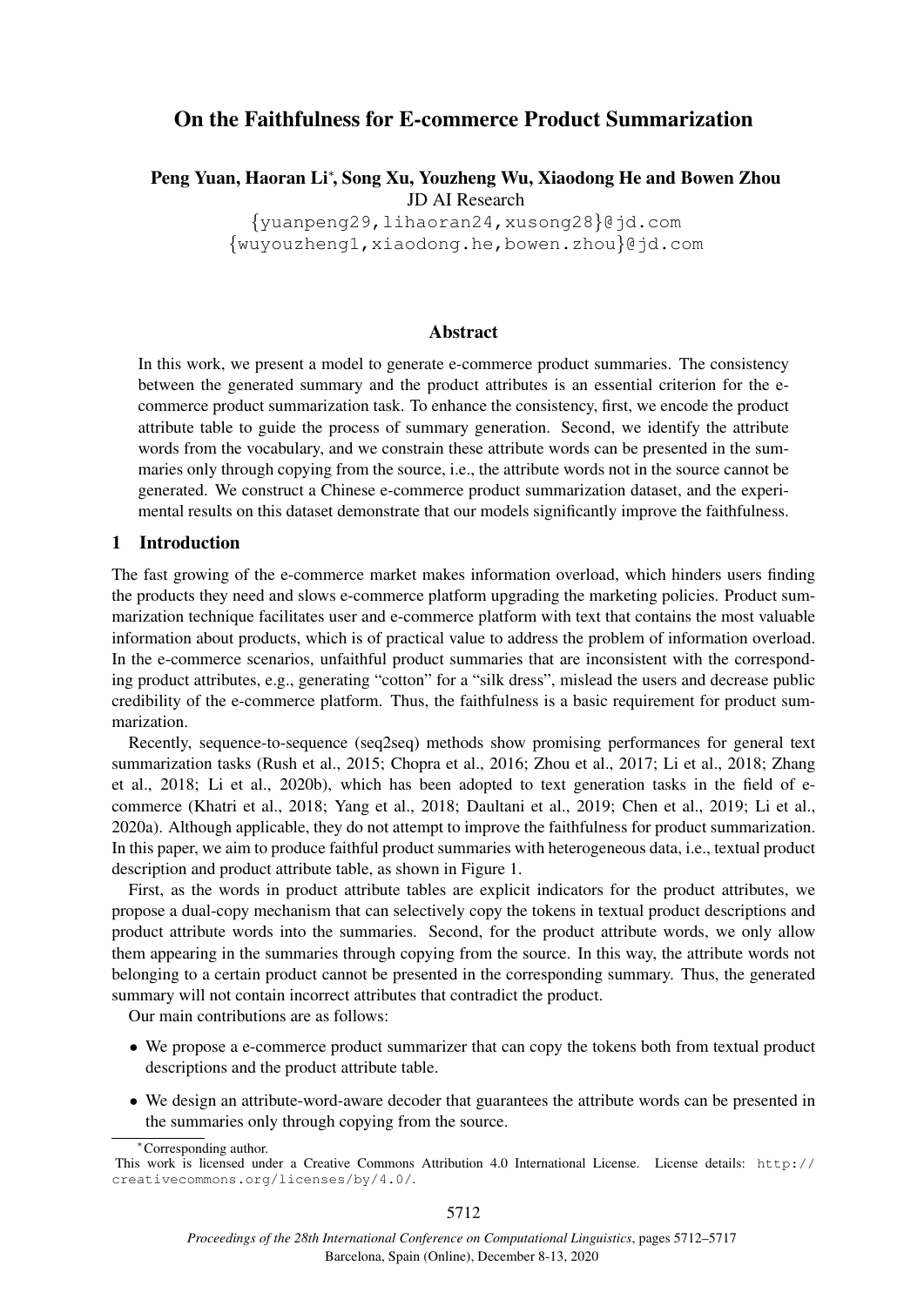# On the Faithfulness for E-commerce Product Summarization

**Peng Yuan, Haoran Li\*, Song Xu, Youzheng Wu, Xiaodong He and Bowen Zhou**
JD AI Research
{yuanpeng29,lihaoran24,xusong28}@jd.com
{wuyouzheng1,xiaodong.he,bowen.zhou}@jd.com

## Abstract

In this work, we present a model to generate e-commerce product summaries. The consistency between the generated summary and the product attributes is an essential criterion for the e-commerce product summarization task. To enhance the consistency, first, we encode the product attribute table to guide the process of summary generation. Second, we identify the attribute words from the vocabulary, and we constrain these attribute words can be presented in the summaries only through copying from the source, i.e., the attribute words not in the source cannot be generated. We construct a Chinese e-commerce product summarization dataset, and the experimental results on this dataset demonstrate that our models significantly improve the faithfulness.

## 1 Introduction

The fast growing of the e-commerce market makes information overload, which hinders users finding the products they need and slows e-commerce platform upgrading the marketing policies. Product summarization technique facilitates user and e-commerce platform with text that contains the most valuable information about products, which is of practical value to address the problem of information overload. In the e-commerce scenarios, unfaithful product summaries that are inconsistent with the corresponding product attributes, e.g., generating "cotton" for a "silk dress", mislead the users and decrease public credibility of the e-commerce platform. Thus, the faithfulness is a basic requirement for product summarization.

Recently, sequence-to-sequence (seq2seq) methods show promising performances for general text summarization tasks (Rush et al., 2015; Chopra et al., 2016; Zhou et al., 2017; Li et al., 2018; Zhang et al., 2018; Li et al., 2020b), which has been adopted to text generation tasks in the field of e-commerce (Khatri et al., 2018; Yang et al., 2018; Daultani et al., 2019; Chen et al., 2019; Li et al., 2020a). Although applicable, they do not attempt to improve the faithfulness for product summarization. In this paper, we aim to produce faithful product summaries with heterogeneous data, i.e., textual product description and product attribute table, as shown in Figure 1.

First, as the words in product attribute tables are explicit indicators for the product attributes, we propose a dual-copy mechanism that can selectively copy the tokens in textual product descriptions and product attribute words into the summaries. Second, for the product attribute words, we only allow them appearing in the summaries through copying from the source. In this way, the attribute words not belonging to a certain product cannot be presented in the corresponding summary. Thus, the generated summary will not contain incorrect attributes that contradict the product.

Our main contributions are as follows:

- We propose a e-commerce product summarizer that can copy the tokens both from textual product descriptions and the product attribute table.
- We design an attribute-word-aware decoder that guarantees the attribute words can be presented in the summaries only through copying from the source.

\*Corresponding author.

This work is licensed under a Creative Commons Attribution 4.0 International License. License details: http://creativecommons.org/licenses/by/4.0/.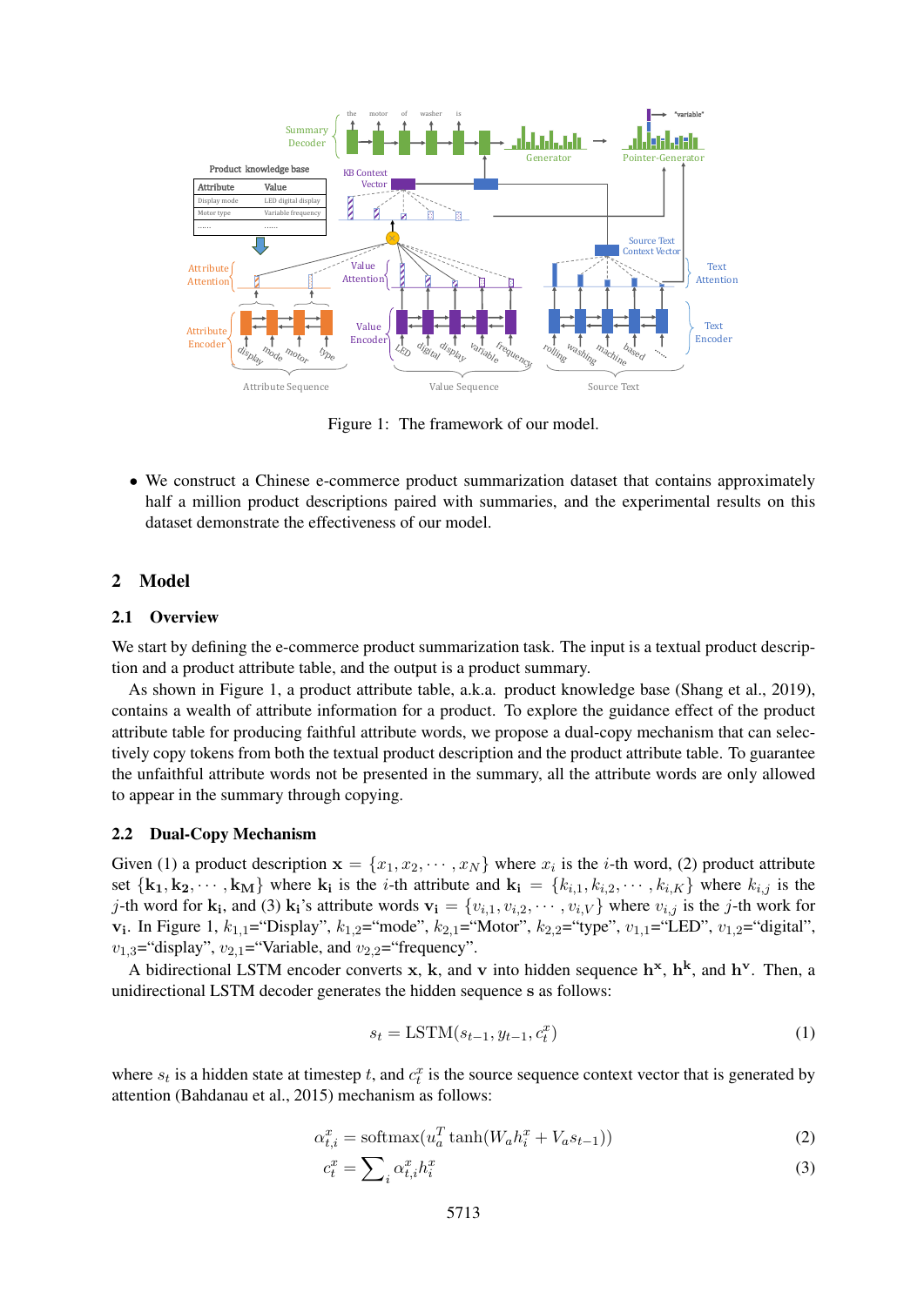Figure 1: The framework of our model.

- We construct a Chinese e-commerce product summarization dataset that contains approximately half a million product descriptions paired with summaries, and the experimental results on this dataset demonstrate the effectiveness of our model.

## 2 Model

### 2.1 Overview

We start by defining the e-commerce product summarization task. The input is a textual product description and a product attribute table, and the output is a product summary.

As shown in Figure 1, a product attribute table, a.k.a. product knowledge base (Shang et al., 2019), contains a wealth of attribute information for a product. To explore the guidance effect of the product attribute table for producing faithful attribute words, we propose a dual-copy mechanism that can selectively copy tokens from both the textual product description and the product attribute table. To guarantee the unfaithful attribute words not be presented in the summary, all the attribute words are only allowed to appear in the summary through copying.

### 2.2 Dual-Copy Mechanism

Given (1) a product description $\mathbf{x} = \{x_1, x_2, \cdots, x_N\}$ where $x_i$ is the $i$-th word, (2) product attribute set $\{\mathbf{k_1}, \mathbf{k_2}, \cdots, \mathbf{k_M}\}$ where $\mathbf{k_i}$ is the $i$-th attribute and $\mathbf{k_i} = \{k_{i,1}, k_{i,2}, \cdots, k_{i,K}\}$ where $k_{i,j}$ is the $j$-th word for $\mathbf{k_i}$, and (3) $\mathbf{k_i}$'s attribute words $\mathbf{v_i} = \{v_{i,1}, v_{i,2}, \cdots, v_{i,V}\}$ where $v_{i,j}$ is the $j$-th work for $\mathbf{v_i}$. In Figure 1, $k_{1,1}$="Display", $k_{1,2}$="mode", $k_{2,1}$="Motor", $k_{2,2}$="type", $v_{1,1}$="LED", $v_{1,2}$="digital", $v_{1,3}$="display", $v_{2,1}$="Variable, and $v_{2,2}$="frequency".

A bidirectional LSTM encoder converts $\mathbf{x}$, $\mathbf{k}$, and $\mathbf{v}$ into hidden sequence $\mathbf{h^x}$, $\mathbf{h^k}$, and $\mathbf{h^v}$. Then, a unidirectional LSTM decoder generates the hidden sequence $\mathbf{s}$ as follows:

$$s_t = \text{LSTM}(s_{t-1}, y_{t-1}, c_t^x) \tag{1}$$

where $s_t$ is a hidden state at timestep $t$, and $c_t^x$ is the source sequence context vector that is generated by attention (Bahdanau et al., 2015) mechanism as follows:

$$\alpha_{t,i}^x = \text{softmax}(u_a^T \tanh(W_a h_i^x + V_a s_{t-1})) \tag{2}$$

$$c_t^x = \sum_i \alpha_{t,i}^x h_i^x \tag{3}$$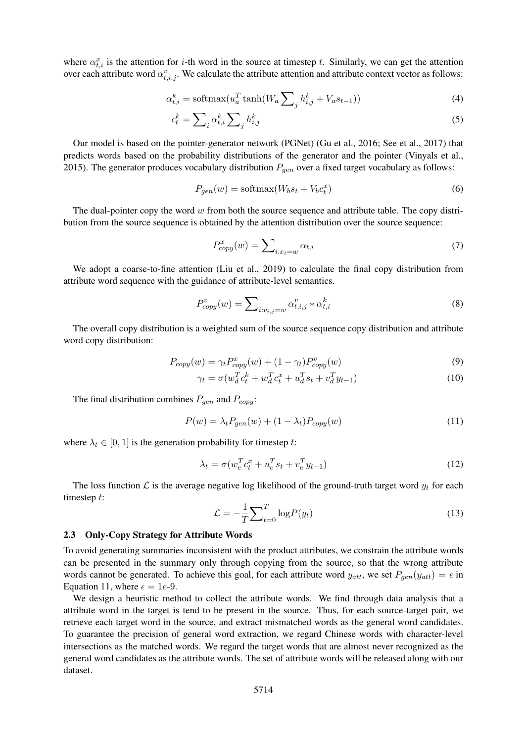where $\alpha^x_{t,i}$ is the attention for $i$-th word in the source at timestep $t$. Similarly, we can get the attention over each attribute word $\alpha^v_{t,i,j}$. We calculate the attribute attention and attribute context vector as follows:

$$\alpha^k_{t,i} = \mathrm{softmax}(u_a^T \tanh(W_a \sum\nolimits_j h^k_{i,j} + V_a s_{t-1})) \tag{4}$$

$$c^k_t = \sum\nolimits_i \alpha^k_{t,i} \sum\nolimits_j h^k_{i,j} \tag{5}$$

Our model is based on the pointer-generator network (PGNet) (Gu et al., 2016; See et al., 2017) that predicts words based on the probability distributions of the generator and the pointer (Vinyals et al., 2015). The generator produces vocabulary distribution $P_{gen}$ over a fixed target vocabulary as follows:

$$P_{gen}(w) = \mathrm{softmax}(W_b s_t + V_b c^x_t) \tag{6}$$

The dual-pointer copy the word $w$ from both the source sequence and attribute table. The copy distribution from the source sequence is obtained by the attention distribution over the source sequence:

$$P^x_{copy}(w) = \sum\nolimits_{i:x_i=w} \alpha_{t,i} \tag{7}$$

We adopt a coarse-to-fine attention (Liu et al., 2019) to calculate the final copy distribution from attribute word sequence with the guidance of attribute-level semantics.

$$P^v_{copy}(w) = \sum\nolimits_{i:v_{i,j}=w} \alpha^v_{t,i,j} * \alpha^k_{t,i} \tag{8}$$

The overall copy distribution is a weighted sum of the source sequence copy distribution and attribute word copy distribution:

$$P_{copy}(w) = \gamma_t P^x_{copy}(w) + (1-\gamma_t) P^v_{copy}(w) \tag{9}$$

$$\gamma_t = \sigma(w_d^T c^k_t + w_d^T c^x_t + u_d^T s_t + v_d^T y_{t-1}) \tag{10}$$

The final distribution combines $P_{gen}$ and $P_{copy}$:

$$P(w) = \lambda_t P_{gen}(w) + (1-\lambda_t) P_{copy}(w) \tag{11}$$

where $\lambda_t \in [0, 1]$ is the generation probability for timestep $t$:

$$\lambda_t = \sigma(w_e^T c^x_t + u_e^T s_t + v_e^T y_{t-1}) \tag{12}$$

The loss function $\mathcal{L}$ is the average negative log likelihood of the ground-truth target word $y_t$ for each timestep $t$:

$$\mathcal{L} = -\frac{1}{T} \sum\nolimits_{t=0}^{T} \log P(y_t) \tag{13}$$

### 2.3 Only-Copy Strategy for Attribute Words

To avoid generating summaries inconsistent with the product attributes, we constrain the attribute words can be presented in the summary only through copying from the source, so that the wrong attribute words cannot be generated. To achieve this goal, for each attribute word $y_{att}$, we set $P_{gen}(y_{att}) = \epsilon$ in Equation 11, where $\epsilon = 1e$-9.

We design a heuristic method to collect the attribute words. We find through data analysis that a attribute word in the target is tend to be present in the source. Thus, for each source-target pair, we retrieve each target word in the source, and extract mismatched words as the general word candidates. To guarantee the precision of general word extraction, we regard Chinese words with character-level intersections as the matched words. We regard the target words that are almost never recognized as the general word candidates as the attribute words. The set of attribute words will be released along with our dataset.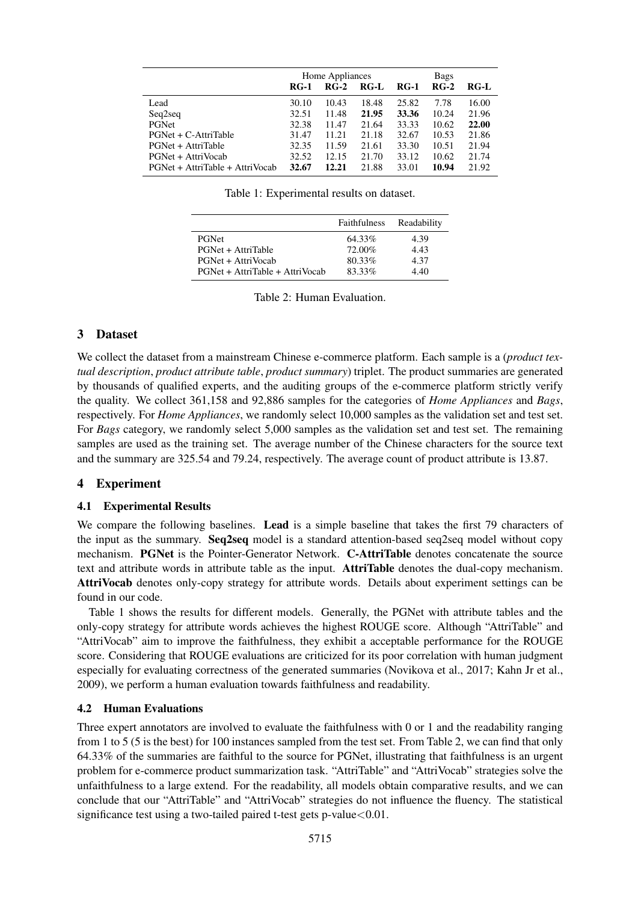| | Home Appliances | | | Bags | | |
|---|---|---|---|---|---|---|
| | **RG-1** | **RG-2** | **RG-L** | **RG-1** | **RG-2** | **RG-L** |
| Lead | 30.10 | 10.43 | 18.48 | 25.82 | 7.78 | 16.00 |
| Seq2seq | 32.51 | 11.48 | **21.95** | **33.36** | 10.24 | 21.96 |
| PGNet | 32.38 | 11.47 | 21.64 | 33.33 | 10.62 | **22.00** |
| PGNet + C-AttriTable | 31.47 | 11.21 | 21.18 | 32.67 | 10.53 | 21.86 |
| PGNet + AttriTable | 32.35 | 11.59 | 21.61 | 33.30 | 10.51 | 21.94 |
| PGNet + AttriVocab | 32.52 | 12.15 | 21.70 | 33.12 | 10.62 | 21.74 |
| PGNet + AttriTable + AttriVocab | **32.67** | **12.21** | 21.88 | 33.01 | **10.94** | 21.92 |

Table 1: Experimental results on dataset.

| | Faithfulness | Readability |
|---|---|---|
| PGNet | 64.33% | 4.39 |
| PGNet + AttriTable | 72.00% | 4.43 |
| PGNet + AttriVocab | 80.33% | 4.37 |
| PGNet + AttriTable + AttriVocab | 83.33% | 4.40 |

Table 2: Human Evaluation.

## 3 Dataset

We collect the dataset from a mainstream Chinese e-commerce platform. Each sample is a (*product textual description*, *product attribute table*, *product summary*) triplet. The product summaries are generated by thousands of qualified experts, and the auditing groups of the e-commerce platform strictly verify the quality. We collect 361,158 and 92,886 samples for the categories of *Home Appliances* and *Bags*, respectively. For *Home Appliances*, we randomly select 10,000 samples as the validation set and test set. For *Bags* category, we randomly select 5,000 samples as the validation set and test set. The remaining samples are used as the training set. The average number of the Chinese characters for the source text and the summary are 325.54 and 79.24, respectively. The average count of product attribute is 13.87.

## 4 Experiment

### 4.1 Experimental Results

We compare the following baselines. **Lead** is a simple baseline that takes the first 79 characters of the input as the summary. **Seq2seq** model is a standard attention-based seq2seq model without copy mechanism. **PGNet** is the Pointer-Generator Network. **C-AttriTable** denotes concatenate the source text and attribute words in attribute table as the input. **AttriTable** denotes the dual-copy mechanism. **AttriVocab** denotes only-copy strategy for attribute words. Details about experiment settings can be found in our code.

Table 1 shows the results for different models. Generally, the PGNet with attribute tables and the only-copy strategy for attribute words achieves the highest ROUGE score. Although "AttriTable" and "AttriVocab" aim to improve the faithfulness, they exhibit a acceptable performance for the ROUGE score. Considering that ROUGE evaluations are criticized for its poor correlation with human judgment especially for evaluating correctness of the generated summaries (Novikova et al., 2017; Kahn Jr et al., 2009), we perform a human evaluation towards faithfulness and readability.

### 4.2 Human Evaluations

Three expert annotators are involved to evaluate the faithfulness with 0 or 1 and the readability ranging from 1 to 5 (5 is the best) for 100 instances sampled from the test set. From Table 2, we can find that only 64.33% of the summaries are faithful to the source for PGNet, illustrating that faithfulness is an urgent problem for e-commerce product summarization task. "AttriTable" and "AttriVocab" strategies solve the unfaithfulness to a large extend. For the readability, all models obtain comparative results, and we can conclude that our "AttriTable" and "AttriVocab" strategies do not influence the fluency. The statistical significance test using a two-tailed paired t-test gets p-value$<$0.01.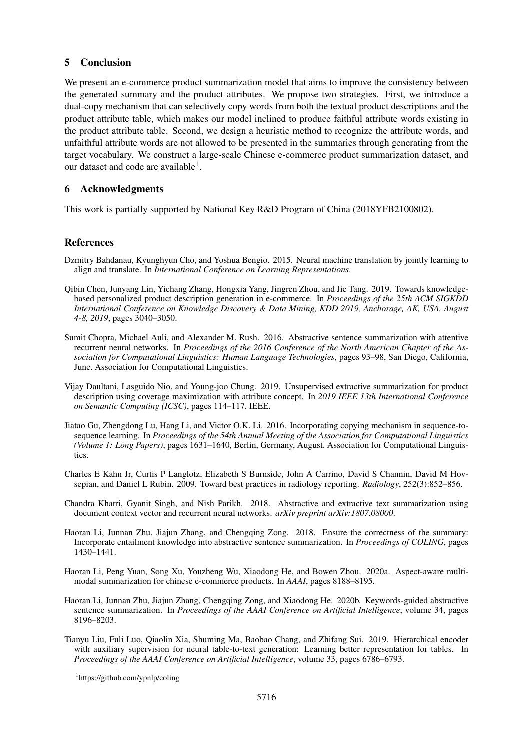## 5 Conclusion

We present an e-commerce product summarization model that aims to improve the consistency between the generated summary and the product attributes. We propose two strategies. First, we introduce a dual-copy mechanism that can selectively copy words from both the textual product descriptions and the product attribute table, which makes our model inclined to produce faithful attribute words existing in the product attribute table. Second, we design a heuristic method to recognize the attribute words, and unfaithful attribute words are not allowed to be presented in the summaries through generating from the target vocabulary. We construct a large-scale Chinese e-commerce product summarization dataset, and our dataset and code are available[1].

## 6 Acknowledgments

This work is partially supported by National Key R&D Program of China (2018YFB2100802).

## References

Dzmitry Bahdanau, Kyunghyun Cho, and Yoshua Bengio. 2015. Neural machine translation by jointly learning to align and translate. In *International Conference on Learning Representations*.

Qibin Chen, Junyang Lin, Yichang Zhang, Hongxia Yang, Jingren Zhou, and Jie Tang. 2019. Towards knowledge-based personalized product description generation in e-commerce. In *Proceedings of the 25th ACM SIGKDD International Conference on Knowledge Discovery & Data Mining, KDD 2019, Anchorage, AK, USA, August 4-8, 2019*, pages 3040–3050.

Sumit Chopra, Michael Auli, and Alexander M. Rush. 2016. Abstractive sentence summarization with attentive recurrent neural networks. In *Proceedings of the 2016 Conference of the North American Chapter of the Association for Computational Linguistics: Human Language Technologies*, pages 93–98, San Diego, California, June. Association for Computational Linguistics.

Vijay Daultani, Lasguido Nio, and Young-joo Chung. 2019. Unsupervised extractive summarization for product description using coverage maximization with attribute concept. In *2019 IEEE 13th International Conference on Semantic Computing (ICSC)*, pages 114–117. IEEE.

Jiatao Gu, Zhengdong Lu, Hang Li, and Victor O.K. Li. 2016. Incorporating copying mechanism in sequence-to-sequence learning. In *Proceedings of the 54th Annual Meeting of the Association for Computational Linguistics (Volume 1: Long Papers)*, pages 1631–1640, Berlin, Germany, August. Association for Computational Linguistics.

Charles E Kahn Jr, Curtis P Langlotz, Elizabeth S Burnside, John A Carrino, David S Channin, David M Hovsepian, and Daniel L Rubin. 2009. Toward best practices in radiology reporting. *Radiology*, 252(3):852–856.

Chandra Khatri, Gyanit Singh, and Nish Parikh. 2018. Abstractive and extractive text summarization using document context vector and recurrent neural networks. *arXiv preprint arXiv:1807.08000*.

Haoran Li, Junnan Zhu, Jiajun Zhang, and Chengqing Zong. 2018. Ensure the correctness of the summary: Incorporate entailment knowledge into abstractive sentence summarization. In *Proceedings of COLING*, pages 1430–1441.

Haoran Li, Peng Yuan, Song Xu, Youzheng Wu, Xiaodong He, and Bowen Zhou. 2020a. Aspect-aware multimodal summarization for chinese e-commerce products. In *AAAI*, pages 8188–8195.

Haoran Li, Junnan Zhu, Jiajun Zhang, Chengqing Zong, and Xiaodong He. 2020b. Keywords-guided abstractive sentence summarization. In *Proceedings of the AAAI Conference on Artificial Intelligence*, volume 34, pages 8196–8203.

Tianyu Liu, Fuli Luo, Qiaolin Xia, Shuming Ma, Baobao Chang, and Zhifang Sui. 2019. Hierarchical encoder with auxiliary supervision for neural table-to-text generation: Learning better representation for tables. In *Proceedings of the AAAI Conference on Artificial Intelligence*, volume 33, pages 6786–6793.

[1]https://github.com/ypnlp/coling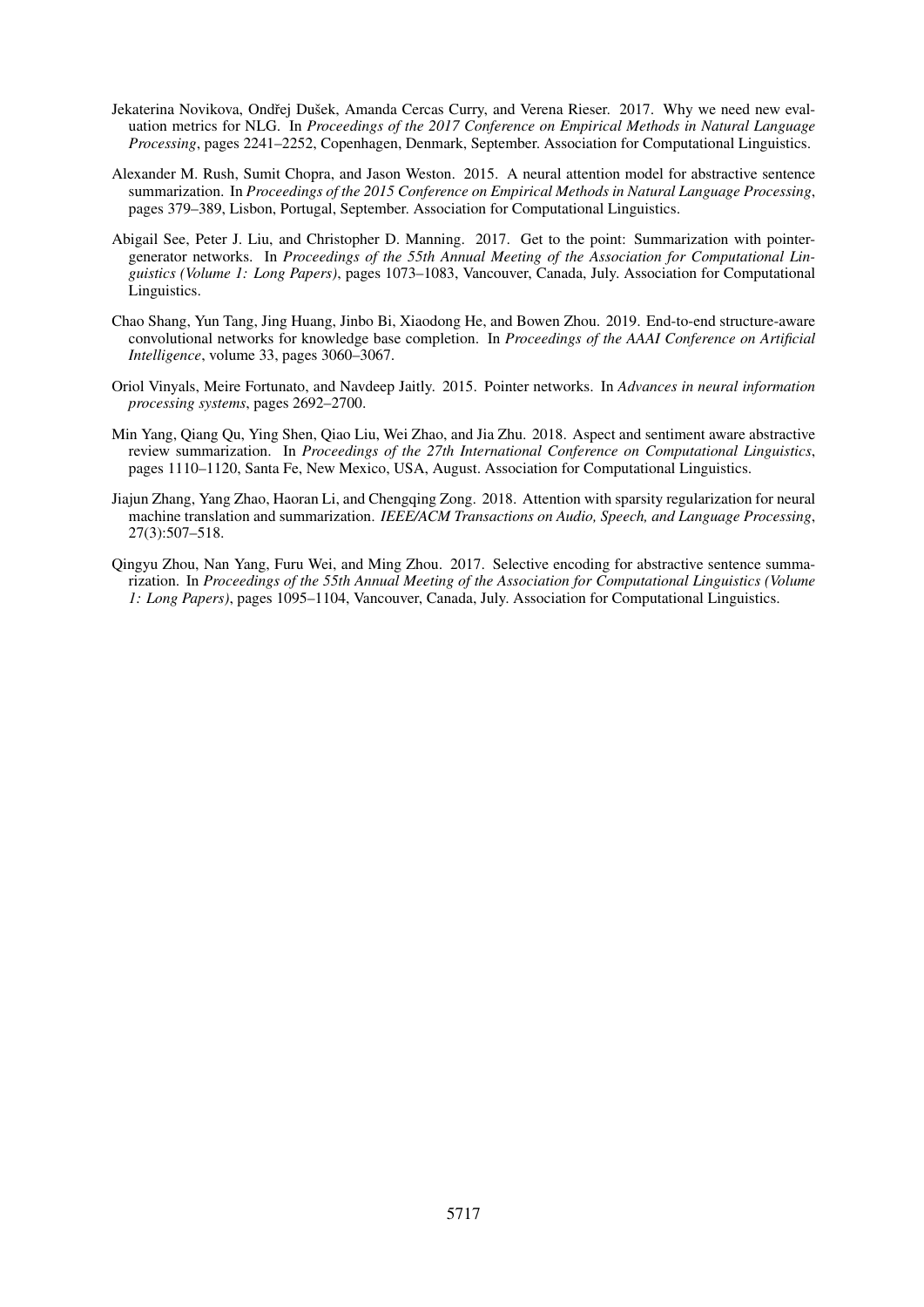Jekaterina Novikova, Ondřej Dušek, Amanda Cercas Curry, and Verena Rieser. 2017. Why we need new evaluation metrics for NLG. In *Proceedings of the 2017 Conference on Empirical Methods in Natural Language Processing*, pages 2241–2252, Copenhagen, Denmark, September. Association for Computational Linguistics.

Alexander M. Rush, Sumit Chopra, and Jason Weston. 2015. A neural attention model for abstractive sentence summarization. In *Proceedings of the 2015 Conference on Empirical Methods in Natural Language Processing*, pages 379–389, Lisbon, Portugal, September. Association for Computational Linguistics.

Abigail See, Peter J. Liu, and Christopher D. Manning. 2017. Get to the point: Summarization with pointer-generator networks. In *Proceedings of the 55th Annual Meeting of the Association for Computational Linguistics (Volume 1: Long Papers)*, pages 1073–1083, Vancouver, Canada, July. Association for Computational Linguistics.

Chao Shang, Yun Tang, Jing Huang, Jinbo Bi, Xiaodong He, and Bowen Zhou. 2019. End-to-end structure-aware convolutional networks for knowledge base completion. In *Proceedings of the AAAI Conference on Artificial Intelligence*, volume 33, pages 3060–3067.

Oriol Vinyals, Meire Fortunato, and Navdeep Jaitly. 2015. Pointer networks. In *Advances in neural information processing systems*, pages 2692–2700.

Min Yang, Qiang Qu, Ying Shen, Qiao Liu, Wei Zhao, and Jia Zhu. 2018. Aspect and sentiment aware abstractive review summarization. In *Proceedings of the 27th International Conference on Computational Linguistics*, pages 1110–1120, Santa Fe, New Mexico, USA, August. Association for Computational Linguistics.

Jiajun Zhang, Yang Zhao, Haoran Li, and Chengqing Zong. 2018. Attention with sparsity regularization for neural machine translation and summarization. *IEEE/ACM Transactions on Audio, Speech, and Language Processing*, 27(3):507–518.

Qingyu Zhou, Nan Yang, Furu Wei, and Ming Zhou. 2017. Selective encoding for abstractive sentence summarization. In *Proceedings of the 55th Annual Meeting of the Association for Computational Linguistics (Volume 1: Long Papers)*, pages 1095–1104, Vancouver, Canada, July. Association for Computational Linguistics.